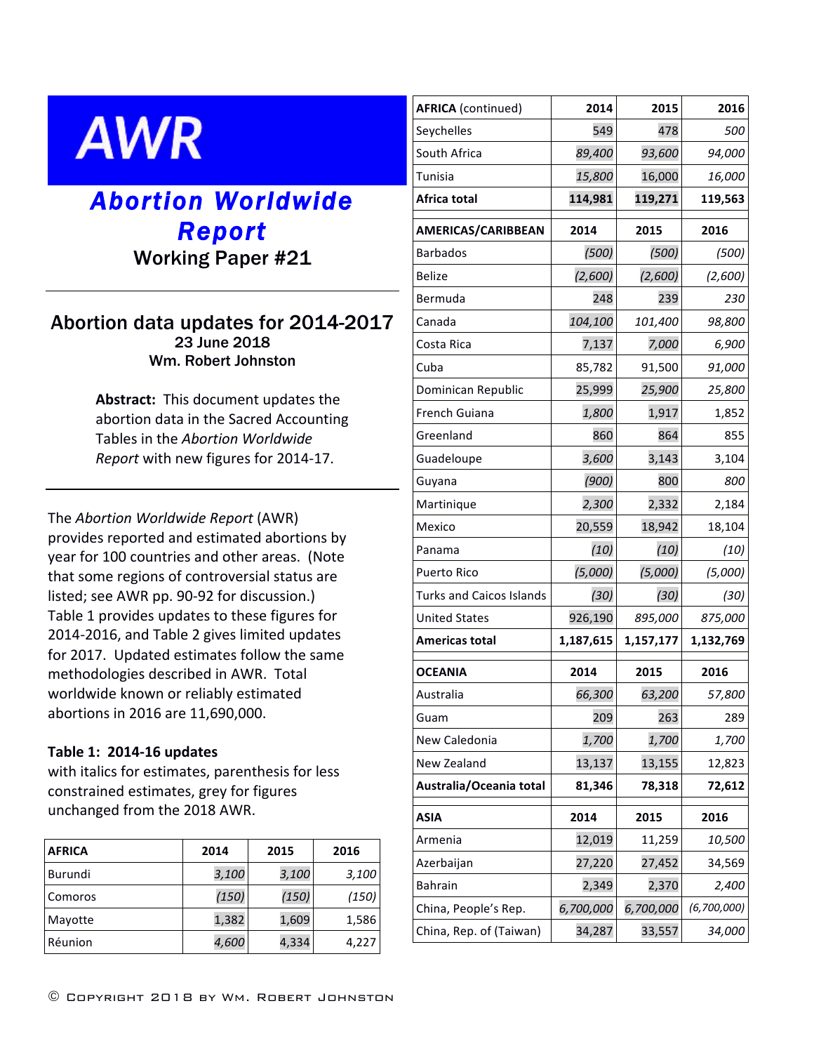# AWR

## *Abortion Worldwide Report*

### Working Paper #21

## Abortion data updates for 2014-2017

23 June 2018

Wm. Robert Johnston

**Abstract:** This document updates the abortion data in the Sacred Accounting Tables in the *Abortion Worldwide Report* with new figures for 2014-17.

The *Abortion Worldwide Report* (AWR) provides reported and estimated abortions by year for 100 countries and other areas. (Note that some regions of controversial status are listed; see AWR pp. 90-92 for discussion.) Table 1 provides updates to these figures for 2014-2016, and Table 2 gives limited updates for 2017. Updated estimates follow the same methodologies described in AWR. Total worldwide known or reliably estimated abortions in 2016 are 11,690,000.

**Table 1: 2014-16 updates**
with italics for estimates, parenthesis for less constrained estimates, grey for figures unchanged from the 2018 AWR.

| **AFRICA** | **2014** | **2015** | **2016** |
|---|---|---|---|
| Burundi | *3,100* | *3,100* | *3,100* |
| Comoros | *(150)* | *(150)* | *(150)* |
| Mayotte | 1,382 | 1,609 | 1,586 |
| Réunion | *4,600* | 4,334 | 4,227 |
| Seychelles | 549 | 478 | *500* |
| South Africa | *89,400* | *93,600* | *94,000* |
| Tunisia | *15,800* | 16,000 | *16,000* |
| **Africa total** | **114,981** | **119,271** | **119,563** |

| **AMERICAS/CARIBBEAN** | **2014** | **2015** | **2016** |
|---|---|---|---|
| Barbados | *(500)* | *(500)* | *(500)* |
| Belize | *(2,600)* | *(2,600)* | *(2,600)* |
| Bermuda | 248 | 239 | *230* |
| Canada | *104,100* | *101,400* | *98,800* |
| Costa Rica | 7,137 | *7,000* | *6,900* |
| Cuba | 85,782 | *91,500* | *91,000* |
| Dominican Republic | 25,999 | *25,900* | *25,800* |
| French Guiana | *1,800* | 1,917 | 1,852 |
| Greenland | 860 | 864 | 855 |
| Guadeloupe | *3,600* | 3,143 | 3,104 |
| Guyana | *(900)* | 800 | *800* |
| Martinique | *2,300* | 2,332 | 2,184 |
| Mexico | 20,559 | 18,942 | 18,104 |
| Panama | *(10)* | *(10)* | *(10)* |
| Puerto Rico | *(5,000)* | *(5,000)* | *(5,000)* |
| Turks and Caicos Islands | *(30)* | *(30)* | *(30)* |
| United States | 926,190 | *895,000* | *875,000* |
| **Americas total** | **1,187,615** | **1,157,177** | **1,132,769** |

| **OCEANIA** | **2014** | **2015** | **2016** |
|---|---|---|---|
| Australia | *66,300* | *63,200* | *57,800* |
| Guam | 209 | 263 | 289 |
| New Caledonia | *1,700* | *1,700* | *1,700* |
| New Zealand | 13,137 | 13,155 | 12,823 |
| **Australia/Oceania total** | **81,346** | **78,318** | **72,612** |

| **ASIA** | **2014** | **2015** | **2016** |
|---|---|---|---|
| Armenia | 12,019 | 11,259 | *10,500* |
| Azerbaijan | 27,220 | 27,452 | 34,569 |
| Bahrain | 2,349 | 2,370 | *2,400* |
| China, People's Rep. | *6,700,000* | *6,700,000* | *(6,700,000)* |
| China, Rep. of (Taiwan) | 34,287 | 33,557 | *34,000* |

© Copyright 2018 by Wm. Robert Johnston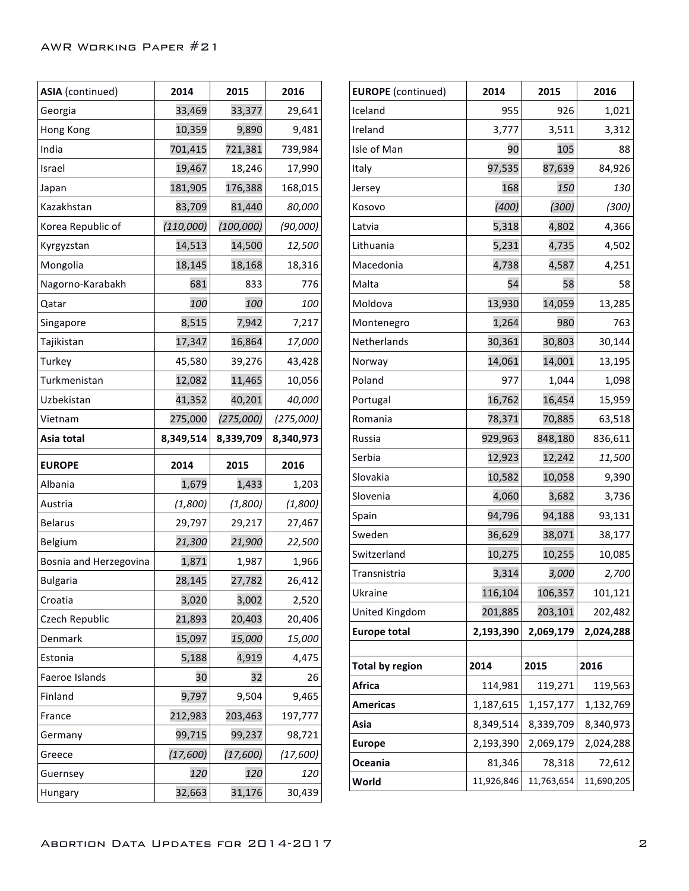| ASIA (continued) | 2014 | 2015 | 2016 |
|---|---|---|---|
| Georgia | 33,469 | 33,377 | 29,641 |
| Hong Kong | 10,359 | 9,890 | 9,481 |
| India | 701,415 | 721,381 | 739,984 |
| Israel | 19,467 | 18,246 | 17,990 |
| Japan | 181,905 | 176,388 | 168,015 |
| Kazakhstan | 83,709 | 81,440 | *80,000* |
| Korea Republic of | *(110,000)* | *(100,000)* | *(90,000)* |
| Kyrgyzstan | 14,513 | 14,500 | *12,500* |
| Mongolia | 18,145 | 18,168 | 18,316 |
| Nagorno-Karabakh | 681 | 833 | 776 |
| Qatar | *100* | *100* | *100* |
| Singapore | 8,515 | 7,942 | 7,217 |
| Tajikistan | 17,347 | 16,864 | *17,000* |
| Turkey | 45,580 | 39,276 | 43,428 |
| Turkmenistan | 12,082 | 11,465 | 10,056 |
| Uzbekistan | 41,352 | 40,201 | *40,000* |
| Vietnam | 275,000 | *(275,000)* | *(275,000)* |
| **Asia total** | **8,349,514** | **8,339,709** | **8,340,973** |

| EUROPE | 2014 | 2015 | 2016 |
|---|---|---|---|
| Albania | 1,679 | 1,433 | 1,203 |
| Austria | *(1,800)* | *(1,800)* | *(1,800)* |
| Belarus | 29,797 | 29,217 | 27,467 |
| Belgium | *21,300* | *21,900* | *22,500* |
| Bosnia and Herzegovina | 1,871 | 1,987 | 1,966 |
| Bulgaria | 28,145 | 27,782 | 26,412 |
| Croatia | 3,020 | 3,002 | 2,520 |
| Czech Republic | 21,893 | 20,403 | 20,406 |
| Denmark | 15,097 | *15,000* | *15,000* |
| Estonia | 5,188 | 4,919 | 4,475 |
| Faeroe Islands | 30 | 32 | 26 |
| Finland | 9,797 | 9,504 | 9,465 |
| France | 212,983 | 203,463 | 197,777 |
| Germany | 99,715 | 99,237 | 98,721 |
| Greece | *(17,600)* | *(17,600)* | *(17,600)* |
| Guernsey | *120* | *120* | *120* |
| Hungary | 32,663 | 31,176 | 30,439 |
| Iceland | 955 | 926 | 1,021 |
| Ireland | 3,777 | 3,511 | 3,312 |
| Isle of Man | 90 | 105 | 88 |
| Italy | 97,535 | 87,639 | 84,926 |
| Jersey | 168 | *150* | *130* |
| Kosovo | *(400)* | *(300)* | *(300)* |
| Latvia | 5,318 | 4,802 | 4,366 |
| Lithuania | 5,231 | 4,735 | 4,502 |
| Macedonia | 4,738 | 4,587 | 4,251 |
| Malta | 54 | 58 | 58 |
| Moldova | 13,930 | 14,059 | 13,285 |
| Montenegro | 1,264 | 980 | 763 |
| Netherlands | 30,361 | 30,803 | 30,144 |
| Norway | 14,061 | 14,001 | 13,195 |
| Poland | 977 | 1,044 | 1,098 |
| Portugal | 16,762 | 16,454 | 15,959 |
| Romania | 78,371 | 70,885 | 63,518 |
| Russia | 929,963 | 848,180 | 836,611 |
| Serbia | 12,923 | 12,242 | *11,500* |
| Slovakia | 10,582 | 10,058 | 9,390 |
| Slovenia | 4,060 | 3,682 | 3,736 |
| Spain | 94,796 | 94,188 | 93,131 |
| Sweden | 36,629 | 38,071 | 38,177 |
| Switzerland | 10,275 | 10,255 | 10,085 |
| Transnistria | 3,314 | *3,000* | *2,700* |
| Ukraine | 116,104 | 106,357 | 101,121 |
| United Kingdom | 201,885 | 203,101 | 202,482 |
| **Europe total** | **2,193,390** | **2,069,179** | **2,024,288** |

| Total by region | 2014 | 2015 | 2016 |
|---|---|---|---|
| **Africa** | 114,981 | 119,271 | 119,563 |
| **Americas** | 1,187,615 | 1,157,177 | 1,132,769 |
| **Asia** | 8,349,514 | 8,339,709 | 8,340,973 |
| **Europe** | 2,193,390 | 2,069,179 | 2,024,288 |
| **Oceania** | 81,346 | 78,318 | 72,612 |
| **World** | 11,926,846 | 11,763,654 | 11,690,205 |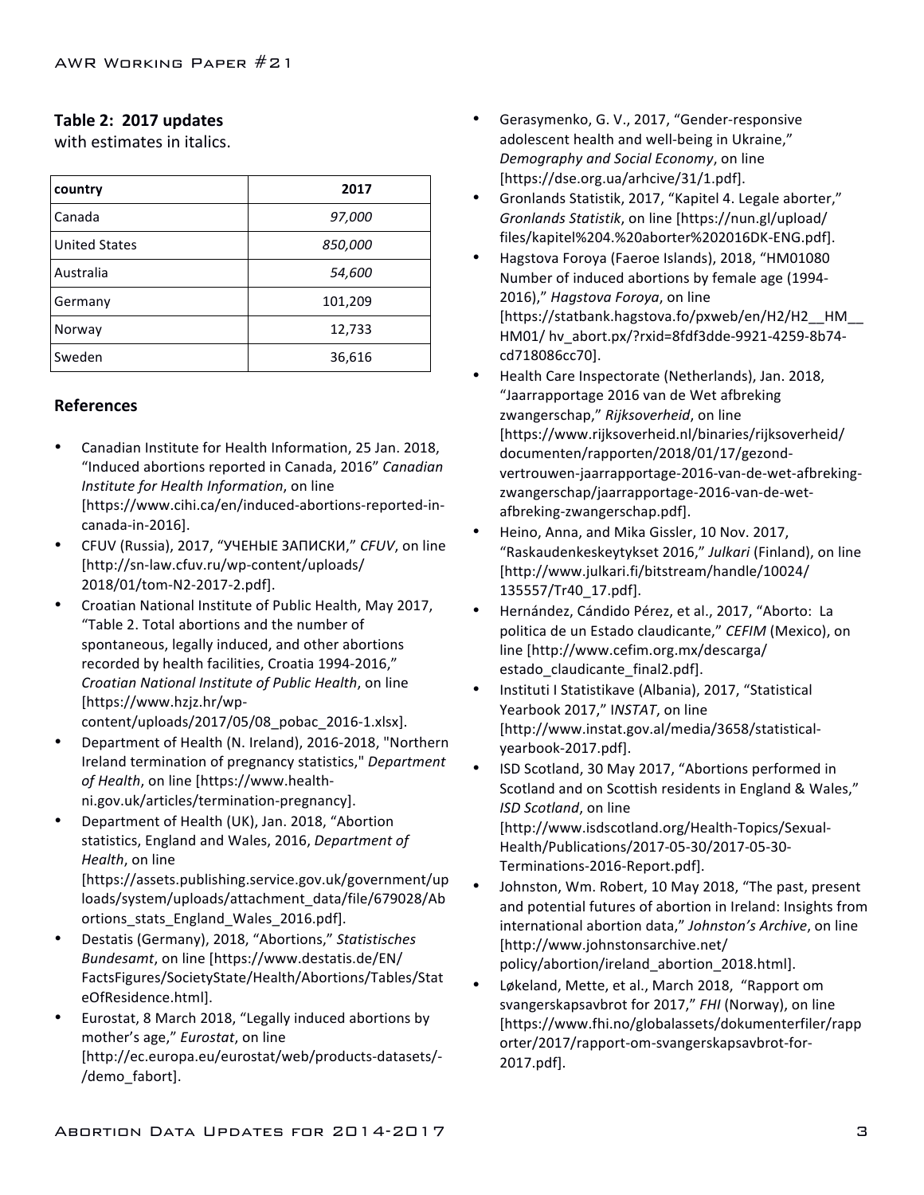**Table 2: 2017 updates**
with estimates in italics.

| country | 2017 |
|---|---|
| Canada | *97,000* |
| United States | *850,000* |
| Australia | *54,600* |
| Germany | 101,209 |
| Norway | 12,733 |
| Sweden | 36,616 |

## References

- Canadian Institute for Health Information, 25 Jan. 2018, "Induced abortions reported in Canada, 2016" *Canadian Institute for Health Information*, on line [https://www.cihi.ca/en/induced-abortions-reported-in-canada-in-2016].
- CFUV (Russia), 2017, "УЧЕНЫЕ ЗАПИСКИ," *CFUV*, on line [http://sn-law.cfuv.ru/wp-content/uploads/2018/01/tom-N2-2017-2.pdf].
- Croatian National Institute of Public Health, May 2017, "Table 2. Total abortions and the number of spontaneous, legally induced, and other abortions recorded by health facilities, Croatia 1994-2016," *Croatian National Institute of Public Health*, on line [https://www.hzjz.hr/wp-content/uploads/2017/05/08_pobac_2016-1.xlsx].
- Department of Health (N. Ireland), 2016-2018, "Northern Ireland termination of pregnancy statistics," *Department of Health*, on line [https://www.health-ni.gov.uk/articles/termination-pregnancy].
- Department of Health (UK), Jan. 2018, "Abortion statistics, England and Wales, 2016, *Department of Health*, on line [https://assets.publishing.service.gov.uk/government/uploads/system/uploads/attachment_data/file/679028/Abortions_stats_England_Wales_2016.pdf].
- Destatis (Germany), 2018, "Abortions," *Statistisches Bundesamt*, on line [https://www.destatis.de/EN/FactsFigures/SocietyState/Health/Abortions/Tables/StateOfResidence.html].
- Eurostat, 8 March 2018, "Legally induced abortions by mother's age," *Eurostat*, on line [http://ec.europa.eu/eurostat/web/products-datasets/-/demo_fabort].
- Gerasymenko, G. V., 2017, "Gender-responsive adolescent health and well-being in Ukraine," *Demography and Social Economy*, on line [https://dse.org.ua/arhcive/31/1.pdf].
- Gronlands Statistik, 2017, "Kapitel 4. Legale aborter," *Gronlands Statistik*, on line [https://nun.gl/upload/files/kapitel%204.%20aborter%202016DK-ENG.pdf].
- Hagstova Foroya (Faeroe Islands), 2018, "HM01080 Number of induced abortions by female age (1994-2016)," *Hagstova Foroya*, on line [https://statbank.hagstova.fo/pxweb/en/H2/H2__HM__HM01/ hv_abort.px/?rxid=8fdf3dde-9921-4259-8b74-cd718086cc70].
- Health Care Inspectorate (Netherlands), Jan. 2018, "Jaarrapportage 2016 van de Wet afbreking zwangerschap," *Rijksoverheid*, on line [https://www.rijksoverheid.nl/binaries/rijksoverheid/documenten/rapporten/2018/01/17/gezond-vertrouwen-jaarrapportage-2016-van-de-wet-afbreking-zwangerschap/jaarrapportage-2016-van-de-wet-afbreking-zwangerschap.pdf].
- Heino, Anna, and Mika Gissler, 10 Nov. 2017, "Raskaudenkeskeytykset 2016," *Julkari* (Finland), on line [http://www.julkari.fi/bitstream/handle/10024/135557/Tr40_17.pdf].
- Hernández, Cándido Pérez, et al., 2017, "Aborto: La politica de un Estado claudicante," *CEFIM* (Mexico), on line [http://www.cefim.org.mx/descarga/estado_claudicante_final2.pdf].
- Instituti I Statistikave (Albania), 2017, "Statistical Yearbook 2017," I*NSTAT*, on line [http://www.instat.gov.al/media/3658/statistical-yearbook-2017.pdf].
- ISD Scotland, 30 May 2017, "Abortions performed in Scotland and on Scottish residents in England & Wales," *ISD Scotland*, on line [http://www.isdscotland.org/Health-Topics/Sexual-Health/Publications/2017-05-30/2017-05-30-Terminations-2016-Report.pdf].
- Johnston, Wm. Robert, 10 May 2018, "The past, present and potential futures of abortion in Ireland: Insights from international abortion data," *Johnston's Archive*, on line [http://www.johnstonsarchive.net/policy/abortion/ireland_abortion_2018.html].
- Løkeland, Mette, et al., March 2018, "Rapport om svangerskapsavbrot for 2017," *FHI* (Norway), on line [https://www.fhi.no/globalassets/dokumenterfiler/rapporter/2017/rapport-om-svangerskapsavbrot-for-2017.pdf].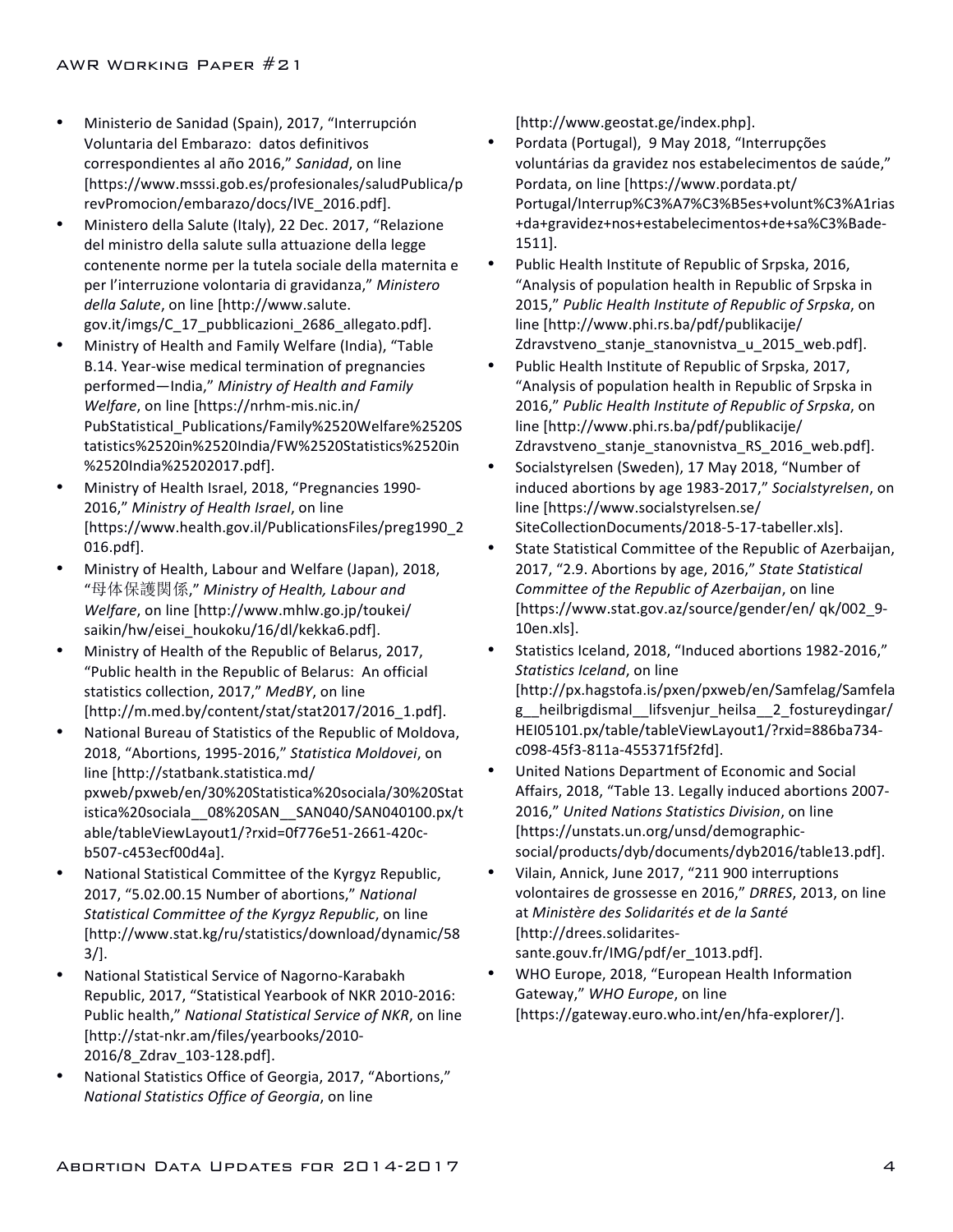- Ministerio de Sanidad (Spain), 2017, "Interrupción Voluntaria del Embarazo: datos definitivos correspondientes al año 2016," *Sanidad*, on line [https://www.msssi.gob.es/profesionales/saludPublica/prevPromocion/embarazo/docs/IVE_2016.pdf].
- Ministero della Salute (Italy), 22 Dec. 2017, "Relazione del ministro della salute sulla attuazione della legge contenente norme per la tutela sociale della maternita e per l'interruzione volontaria di gravidanza," *Ministero della Salute*, on line [http://www.salute.gov.it/imgs/C_17_pubblicazioni_2686_allegato.pdf].
- Ministry of Health and Family Welfare (India), "Table B.14. Year-wise medical termination of pregnancies performed—India," *Ministry of Health and Family Welfare*, on line [https://nrhm-mis.nic.in/PubStatistical_Publications/Family%2520Welfare%2520Statistics%2520in%2520India/FW%2520Statistics%2520in%2520India%25202017.pdf].
- Ministry of Health Israel, 2018, "Pregnancies 1990-2016," *Ministry of Health Israel*, on line [https://www.health.gov.il/PublicationsFiles/preg1990_2016.pdf].
- Ministry of Health, Labour and Welfare (Japan), 2018, "母体保護関係," *Ministry of Health, Labour and Welfare*, on line [http://www.mhlw.go.jp/toukei/saikin/hw/eisei_houkoku/16/dl/kekka6.pdf].
- Ministry of Health of the Republic of Belarus, 2017, "Public health in the Republic of Belarus: An official statistics collection, 2017," *MedBY*, on line [http://m.med.by/content/stat/stat2017/2016_1.pdf].
- National Bureau of Statistics of the Republic of Moldova, 2018, "Abortions, 1995-2016," *Statistica Moldovei*, on line [http://statbank.statistica.md/pxweb/pxweb/en/30%20Statistica%20sociala/30%20Statistica%20sociala__08%20SAN__SAN040/SAN040100.px/table/tableViewLayout1/?rxid=0f776e51-2661-420c-b507-c453ecf00d4a].
- National Statistical Committee of the Kyrgyz Republic, 2017, "5.02.00.15 Number of abortions," *National Statistical Committee of the Kyrgyz Republic*, on line [http://www.stat.kg/ru/statistics/download/dynamic/583/].
- National Statistical Service of Nagorno-Karabakh Republic, 2017, "Statistical Yearbook of NKR 2010-2016: Public health," *National Statistical Service of NKR*, on line [http://stat-nkr.am/files/yearbooks/2010-2016/8_Zdrav_103-128.pdf].
- National Statistics Office of Georgia, 2017, "Abortions," *National Statistics Office of Georgia*, on line [http://www.geostat.ge/index.php].
- Pordata (Portugal), 9 May 2018, "Interrupções voluntárias da gravidez nos estabelecimentos de saúde," Pordata, on line [https://www.pordata.pt/Portugal/Interrup%C3%A7%C3%B5es+volunt%C3%A1rias+da+gravidez+nos+estabelecimentos+de+sa%C3%Bade-1511].
- Public Health Institute of Republic of Srpska, 2016, "Analysis of population health in Republic of Srpska in 2015," *Public Health Institute of Republic of Srpska*, on line [http://www.phi.rs.ba/pdf/publikacije/Zdravstveno_stanje_stanovnistva_u_2015_web.pdf].
- Public Health Institute of Republic of Srpska, 2017, "Analysis of population health in Republic of Srpska in 2016," *Public Health Institute of Republic of Srpska*, on line [http://www.phi.rs.ba/pdf/publikacije/Zdravstveno_stanje_stanovnistva_RS_2016_web.pdf].
- Socialstyrelsen (Sweden), 17 May 2018, "Number of induced abortions by age 1983-2017," *Socialstyrelsen*, on line [https://www.socialstyrelsen.se/SiteCollectionDocuments/2018-5-17-tabeller.xls].
- State Statistical Committee of the Republic of Azerbaijan, 2017, "2.9. Abortions by age, 2016," *State Statistical Committee of the Republic of Azerbaijan*, on line [https://www.stat.gov.az/source/gender/en/ qk/002_9-10en.xls].
- Statistics Iceland, 2018, "Induced abortions 1982-2016," *Statistics Iceland*, on line [http://px.hagstofa.is/pxen/pxweb/en/Samfelag/Samfelag__heilbrigdismal__lifsvenjur_heilsa__2_fostureydingar/HEI05101.px/table/tableViewLayout1/?rxid=886ba734-c098-45f3-811a-455371f5f2fd].
- United Nations Department of Economic and Social Affairs, 2018, "Table 13. Legally induced abortions 2007-2016," *United Nations Statistics Division*, on line [https://unstats.un.org/unsd/demographic-social/products/dyb/documents/dyb2016/table13.pdf].
- Vilain, Annick, June 2017, "211 900 interruptions volontaires de grossesse en 2016," *DRRES*, 2013, on line at *Ministère des Solidarités et de la Santé* [http://drees.solidarites-sante.gouv.fr/IMG/pdf/er_1013.pdf].
- WHO Europe, 2018, "European Health Information Gateway," *WHO Europe*, on line [https://gateway.euro.who.int/en/hfa-explorer/].